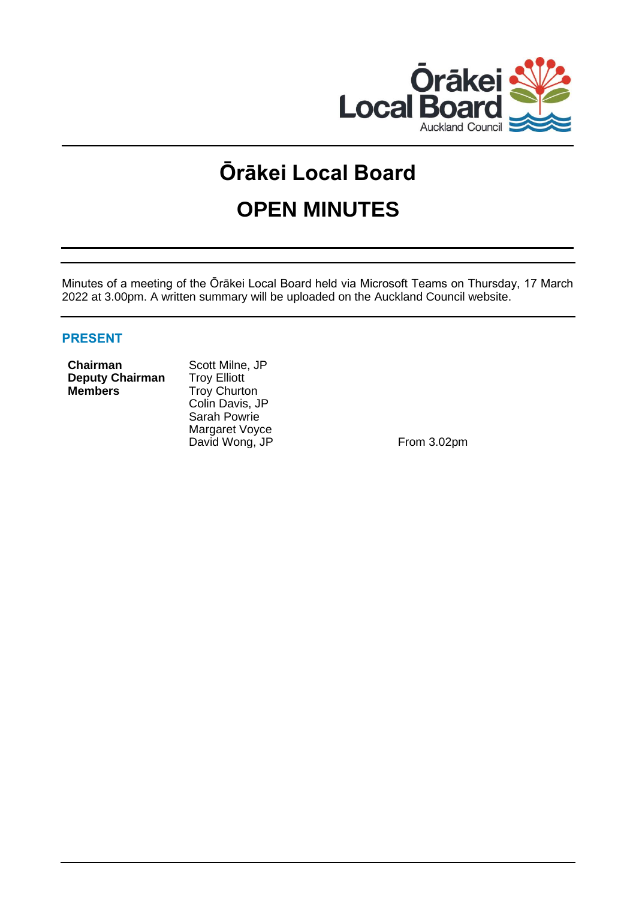# Ōrākei Local Board

# OPEN MINUTES

Minutes of a meeting of the Ōrākei Local Board held via Microsoft Teams on Thursday, 17 March 2022 at 3.00pm. A written summary will be uploaded on the Auckland Council website.

## PRESENT

| | | |
|---|---|---|
| **Chairman** | Scott Milne, JP | |
| **Deputy Chairman** | Troy Elliott | |
| **Members** | Troy Churton | |
| | Colin Davis, JP | |
| | Sarah Powrie | |
| | Margaret Voyce | |
| | David Wong, JP | From 3.02pm |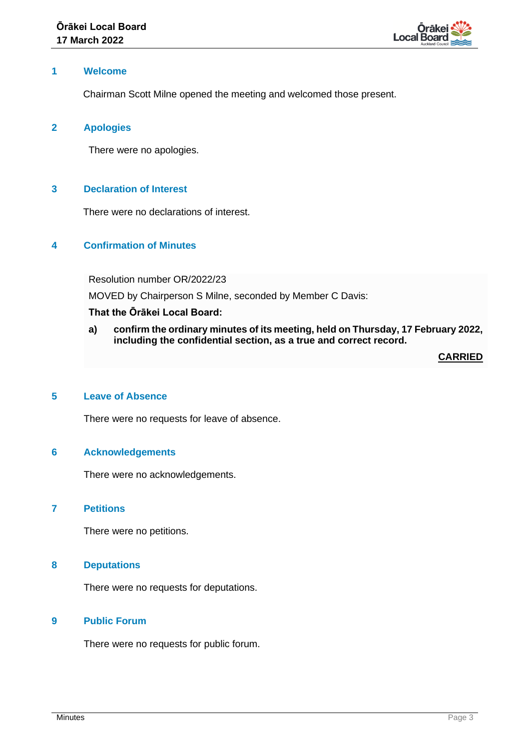## 1 Welcome

Chairman Scott Milne opened the meeting and welcomed those present.

## 2 Apologies

There were no apologies.

## 3 Declaration of Interest

There were no declarations of interest.

## 4 Confirmation of Minutes

Resolution number OR/2022/23

MOVED by Chairperson S Milne, seconded by Member C Davis:

**That the Ōrākei Local Board:**

**a) confirm the ordinary minutes of its meeting, held on Thursday, 17 February 2022, including the confidential section, as a true and correct record.**

**CARRIED**

## 5 Leave of Absence

There were no requests for leave of absence.

## 6 Acknowledgements

There were no acknowledgements.

## 7 Petitions

There were no petitions.

## 8 Deputations

There were no requests for deputations.

## 9 Public Forum

There were no requests for public forum.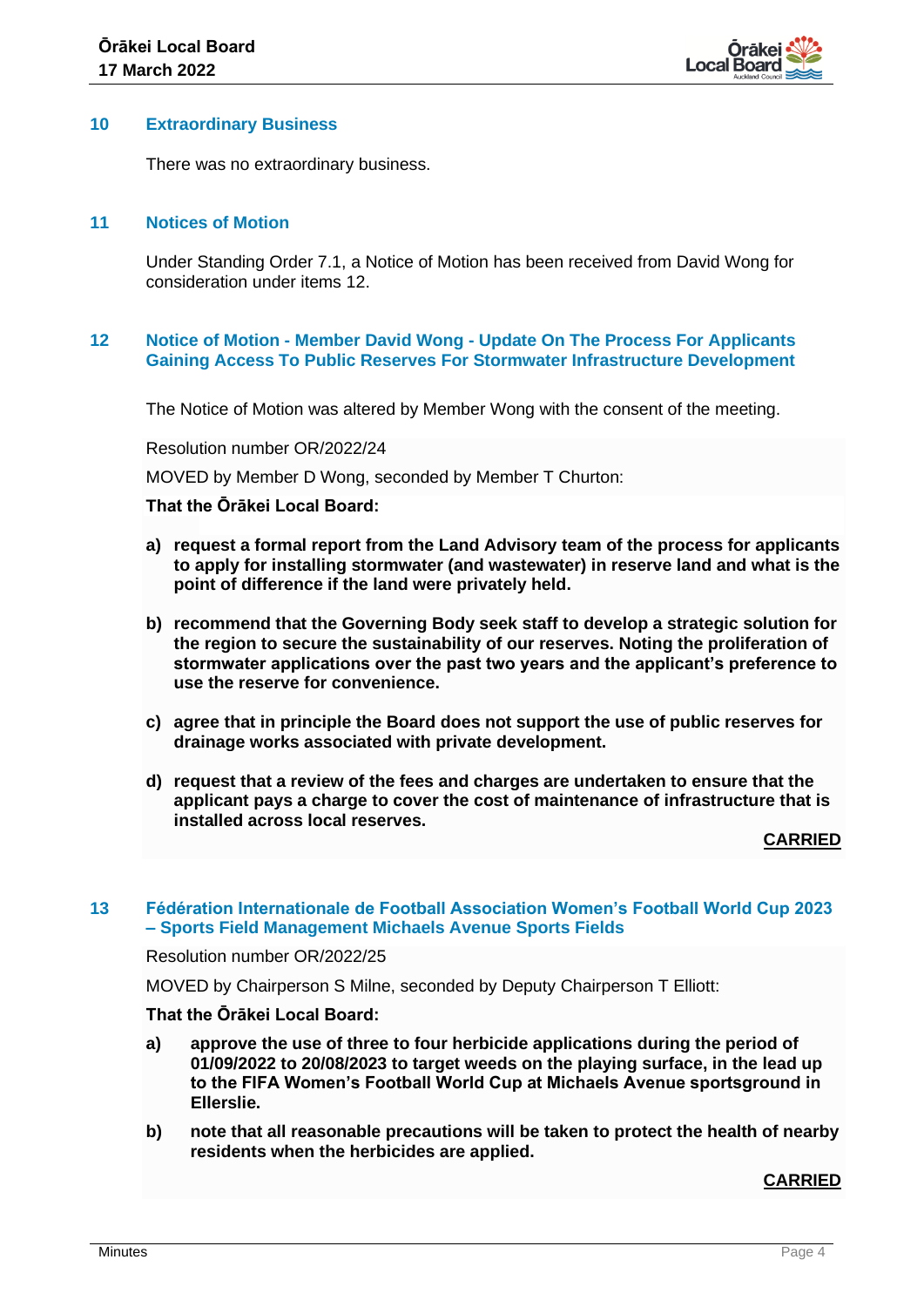## 10 Extraordinary Business

There was no extraordinary business.

## 11 Notices of Motion

Under Standing Order 7.1, a Notice of Motion has been received from David Wong for consideration under items 12.

## 12 Notice of Motion - Member David Wong - Update On The Process For Applicants Gaining Access To Public Reserves For Stormwater Infrastructure Development

The Notice of Motion was altered by Member Wong with the consent of the meeting.

Resolution number OR/2022/24

MOVED by Member D Wong, seconded by Member T Churton:

**That the Ōrākei Local Board:**

**a) request a formal report from the Land Advisory team of the process for applicants to apply for installing stormwater (and wastewater) in reserve land and what is the point of difference if the land were privately held.**

**b) recommend that the Governing Body seek staff to develop a strategic solution for the region to secure the sustainability of our reserves. Noting the proliferation of stormwater applications over the past two years and the applicant's preference to use the reserve for convenience.**

**c) agree that in principle the Board does not support the use of public reserves for drainage works associated with private development.**

**d) request that a review of the fees and charges are undertaken to ensure that the applicant pays a charge to cover the cost of maintenance of infrastructure that is installed across local reserves.**

**CARRIED**

## 13 Fédération Internationale de Football Association Women's Football World Cup 2023 – Sports Field Management Michaels Avenue Sports Fields

Resolution number OR/2022/25

MOVED by Chairperson S Milne, seconded by Deputy Chairperson T Elliott:

**That the Ōrākei Local Board:**

**a) approve the use of three to four herbicide applications during the period of 01/09/2022 to 20/08/2023 to target weeds on the playing surface, in the lead up to the FIFA Women's Football World Cup at Michaels Avenue sportsground in Ellerslie.**

**b) note that all reasonable precautions will be taken to protect the health of nearby residents when the herbicides are applied.**

**CARRIED**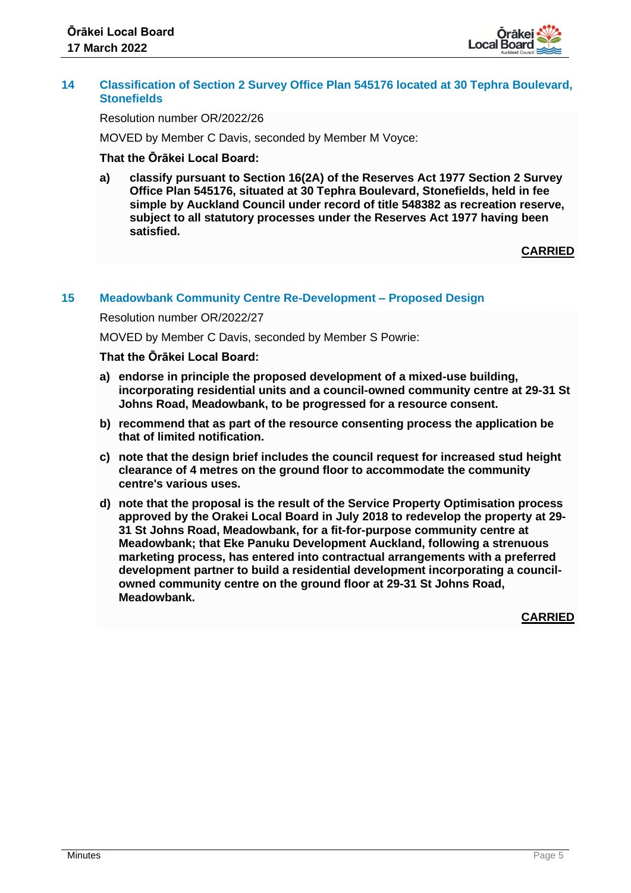## 14 Classification of Section 2 Survey Office Plan 545176 located at 30 Tephra Boulevard, Stonefields

Resolution number OR/2022/26

MOVED by Member C Davis, seconded by Member M Voyce:

**That the Ōrākei Local Board:**

**a) classify pursuant to Section 16(2A) of the Reserves Act 1977 Section 2 Survey Office Plan 545176, situated at 30 Tephra Boulevard, Stonefields, held in fee simple by Auckland Council under record of title 548382 as recreation reserve, subject to all statutory processes under the Reserves Act 1977 having been satisfied.**

**CARRIED**

## 15 Meadowbank Community Centre Re-Development – Proposed Design

Resolution number OR/2022/27

MOVED by Member C Davis, seconded by Member S Powrie:

**That the Ōrākei Local Board:**

**a) endorse in principle the proposed development of a mixed-use building, incorporating residential units and a council-owned community centre at 29-31 St Johns Road, Meadowbank, to be progressed for a resource consent.**

**b) recommend that as part of the resource consenting process the application be that of limited notification.**

**c) note that the design brief includes the council request for increased stud height clearance of 4 metres on the ground floor to accommodate the community centre's various uses.**

**d) note that the proposal is the result of the Service Property Optimisation process approved by the Orakei Local Board in July 2018 to redevelop the property at 29-31 St Johns Road, Meadowbank, for a fit-for-purpose community centre at Meadowbank; that Eke Panuku Development Auckland, following a strenuous marketing process, has entered into contractual arrangements with a preferred development partner to build a residential development incorporating a council-owned community centre on the ground floor at 29-31 St Johns Road, Meadowbank.**

**CARRIED**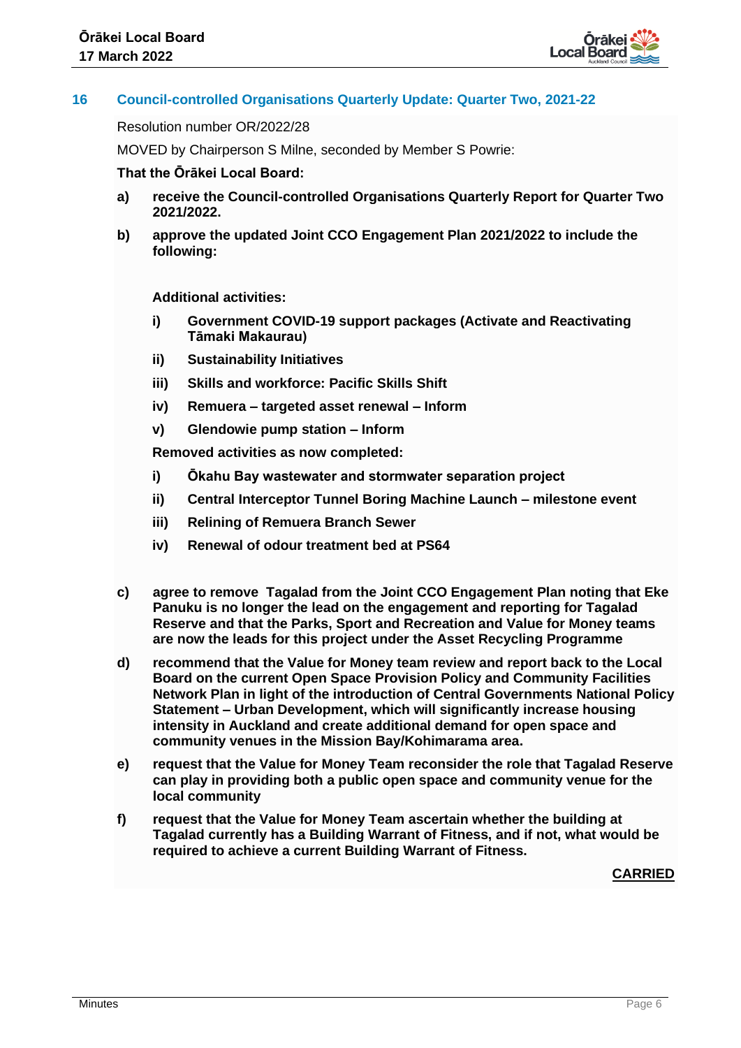## 16 Council-controlled Organisations Quarterly Update: Quarter Two, 2021-22

Resolution number OR/2022/28

MOVED by Chairperson S Milne, seconded by Member S Powrie:

**That the Ōrākei Local Board:**

**a) receive the Council-controlled Organisations Quarterly Report for Quarter Two 2021/2022.**

**b) approve the updated Joint CCO Engagement Plan 2021/2022 to include the following:**

**Additional activities:**

**i) Government COVID-19 support packages (Activate and Reactivating Tāmaki Makaurau)**

**ii) Sustainability Initiatives**

**iii) Skills and workforce: Pacific Skills Shift**

**iv) Remuera – targeted asset renewal – Inform**

**v) Glendowie pump station – Inform**

**Removed activities as now completed:**

**i) Ōkahu Bay wastewater and stormwater separation project**

**ii) Central Interceptor Tunnel Boring Machine Launch – milestone event**

**iii) Relining of Remuera Branch Sewer**

**iv) Renewal of odour treatment bed at PS64**

**c) agree to remove Tagalad from the Joint CCO Engagement Plan noting that Eke Panuku is no longer the lead on the engagement and reporting for Tagalad Reserve and that the Parks, Sport and Recreation and Value for Money teams are now the leads for this project under the Asset Recycling Programme**

**d) recommend that the Value for Money team review and report back to the Local Board on the current Open Space Provision Policy and Community Facilities Network Plan in light of the introduction of Central Governments National Policy Statement – Urban Development, which will significantly increase housing intensity in Auckland and create additional demand for open space and community venues in the Mission Bay/Kohimarama area.**

**e) request that the Value for Money Team reconsider the role that Tagalad Reserve can play in providing both a public open space and community venue for the local community**

**f) request that the Value for Money Team ascertain whether the building at Tagalad currently has a Building Warrant of Fitness, and if not, what would be required to achieve a current Building Warrant of Fitness.**

**CARRIED**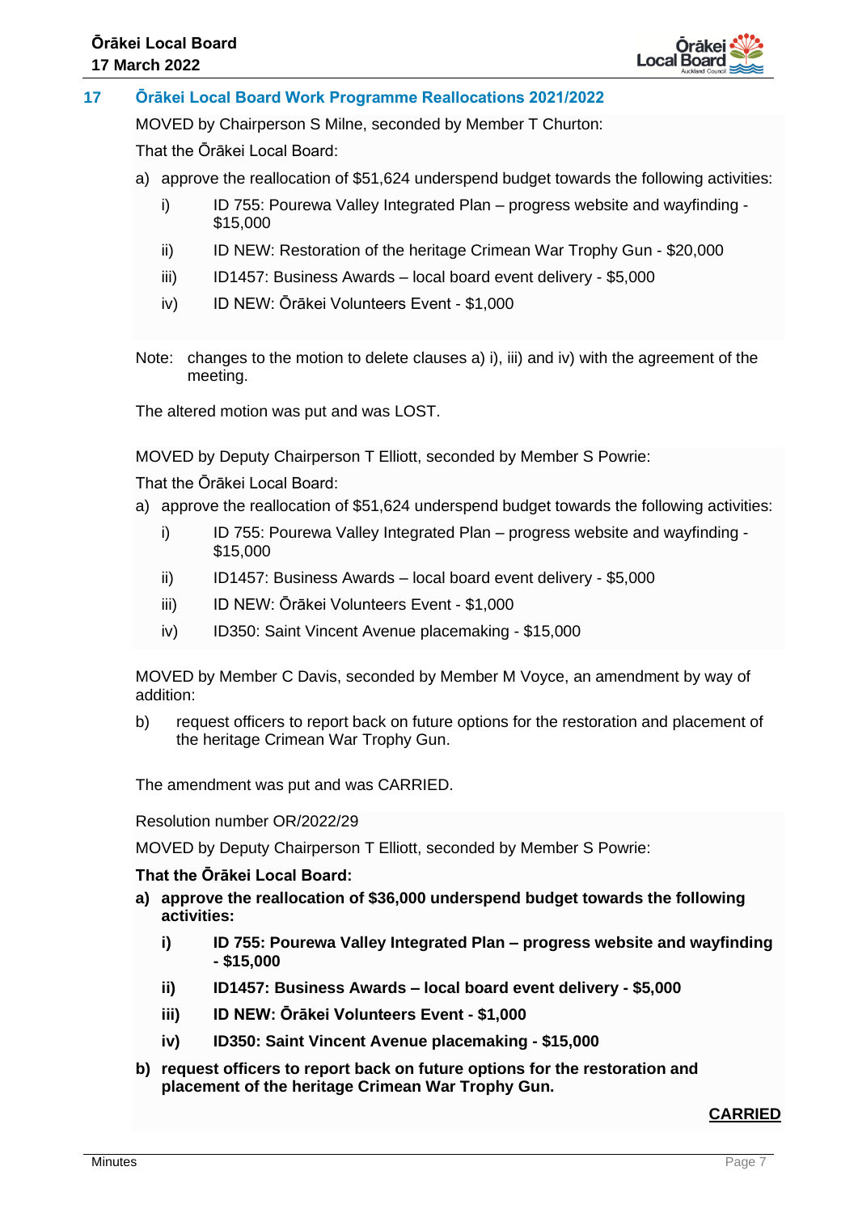## 17 Ōrākei Local Board Work Programme Reallocations 2021/2022

MOVED by Chairperson S Milne, seconded by Member T Churton:

That the Ōrākei Local Board:

a) approve the reallocation of $51,624 underspend budget towards the following activities:

   i) ID 755: Pourewa Valley Integrated Plan – progress website and wayfinding - $15,000

   ii) ID NEW: Restoration of the heritage Crimean War Trophy Gun - $20,000

   iii) ID1457: Business Awards – local board event delivery - $5,000

   iv) ID NEW: Ōrākei Volunteers Event - $1,000

Note: changes to the motion to delete clauses a) i), iii) and iv) with the agreement of the meeting.

The altered motion was put and was LOST.

MOVED by Deputy Chairperson T Elliott, seconded by Member S Powrie:

That the Ōrākei Local Board:

a) approve the reallocation of $51,624 underspend budget towards the following activities:

   i) ID 755: Pourewa Valley Integrated Plan – progress website and wayfinding - $15,000

   ii) ID1457: Business Awards – local board event delivery - $5,000

   iii) ID NEW: Ōrākei Volunteers Event - $1,000

   iv) ID350: Saint Vincent Avenue placemaking - $15,000

MOVED by Member C Davis, seconded by Member M Voyce, an amendment by way of addition:

b) request officers to report back on future options for the restoration and placement of the heritage Crimean War Trophy Gun.

The amendment was put and was CARRIED.

Resolution number OR/2022/29

MOVED by Deputy Chairperson T Elliott, seconded by Member S Powrie:

**That the Ōrākei Local Board:**

**a) approve the reallocation of $36,000 underspend budget towards the following activities:**

   **i) ID 755: Pourewa Valley Integrated Plan – progress website and wayfinding - $15,000**

   **ii) ID1457: Business Awards – local board event delivery - $5,000**

   **iii) ID NEW: Ōrākei Volunteers Event - $1,000**

   **iv) ID350: Saint Vincent Avenue placemaking - $15,000**

**b) request officers to report back on future options for the restoration and placement of the heritage Crimean War Trophy Gun.**

**CARRIED**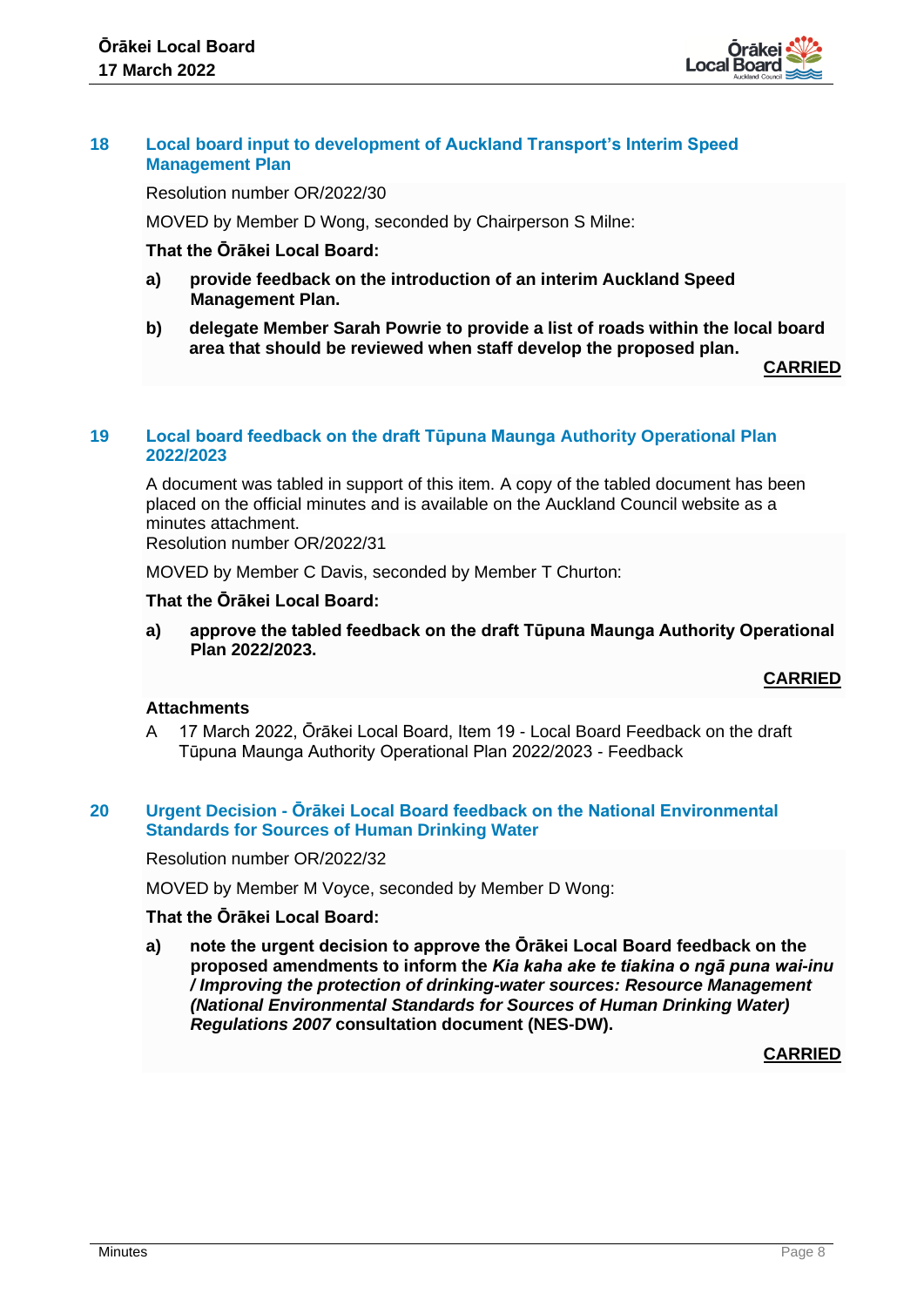## 18 Local board input to development of Auckland Transport's Interim Speed Management Plan

Resolution number OR/2022/30

MOVED by Member D Wong, seconded by Chairperson S Milne:

**That the Ōrākei Local Board:**

**a) provide feedback on the introduction of an interim Auckland Speed Management Plan.**

**b) delegate Member Sarah Powrie to provide a list of roads within the local board area that should be reviewed when staff develop the proposed plan.**

**CARRIED**

## 19 Local board feedback on the draft Tūpuna Maunga Authority Operational Plan 2022/2023

A document was tabled in support of this item. A copy of the tabled document has been placed on the official minutes and is available on the Auckland Council website as a minutes attachment.

Resolution number OR/2022/31

MOVED by Member C Davis, seconded by Member T Churton:

**That the Ōrākei Local Board:**

**a) approve the tabled feedback on the draft Tūpuna Maunga Authority Operational Plan 2022/2023.**

**CARRIED**

**Attachments**

A 17 March 2022, Ōrākei Local Board, Item 19 - Local Board Feedback on the draft Tūpuna Maunga Authority Operational Plan 2022/2023 - Feedback

## 20 Urgent Decision - Ōrākei Local Board feedback on the National Environmental Standards for Sources of Human Drinking Water

Resolution number OR/2022/32

MOVED by Member M Voyce, seconded by Member D Wong:

**That the Ōrākei Local Board:**

**a) note the urgent decision to approve the Ōrākei Local Board feedback on the proposed amendments to inform the *Kia kaha ake te tiakina o ngā puna wai-inu / Improving the protection of drinking-water sources: Resource Management (National Environmental Standards for Sources of Human Drinking Water) Regulations 2007* consultation document (NES-DW).**

**CARRIED**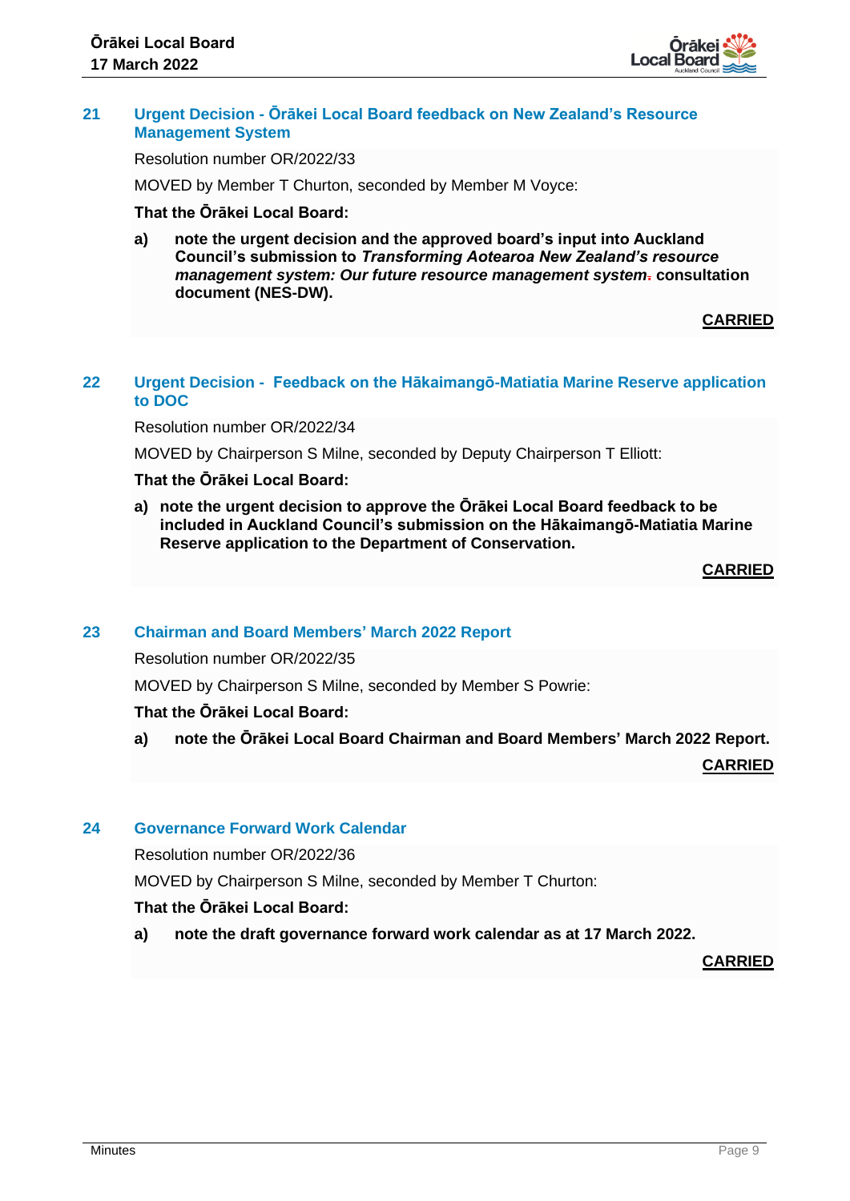## 21 Urgent Decision - Ōrākei Local Board feedback on New Zealand's Resource Management System

Resolution number OR/2022/33

MOVED by Member T Churton, seconded by Member M Voyce:

**That the Ōrākei Local Board:**

**a) note the urgent decision and the approved board's input into Auckland Council's submission to *Transforming Aotearoa New Zealand's resource management system: Our future resource management system.* consultation document (NES-DW).**

**CARRIED**

## 22 Urgent Decision - Feedback on the Hākaimangō-Matiatia Marine Reserve application to DOC

Resolution number OR/2022/34

MOVED by Chairperson S Milne, seconded by Deputy Chairperson T Elliott:

**That the Ōrākei Local Board:**

**a) note the urgent decision to approve the Ōrākei Local Board feedback to be included in Auckland Council's submission on the Hākaimangō-Matiatia Marine Reserve application to the Department of Conservation.**

**CARRIED**

## 23 Chairman and Board Members' March 2022 Report

Resolution number OR/2022/35

MOVED by Chairperson S Milne, seconded by Member S Powrie:

**That the Ōrākei Local Board:**

**a) note the Ōrākei Local Board Chairman and Board Members' March 2022 Report.**

**CARRIED**

## 24 Governance Forward Work Calendar

Resolution number OR/2022/36

MOVED by Chairperson S Milne, seconded by Member T Churton:

**That the Ōrākei Local Board:**

**a) note the draft governance forward work calendar as at 17 March 2022.**

**CARRIED**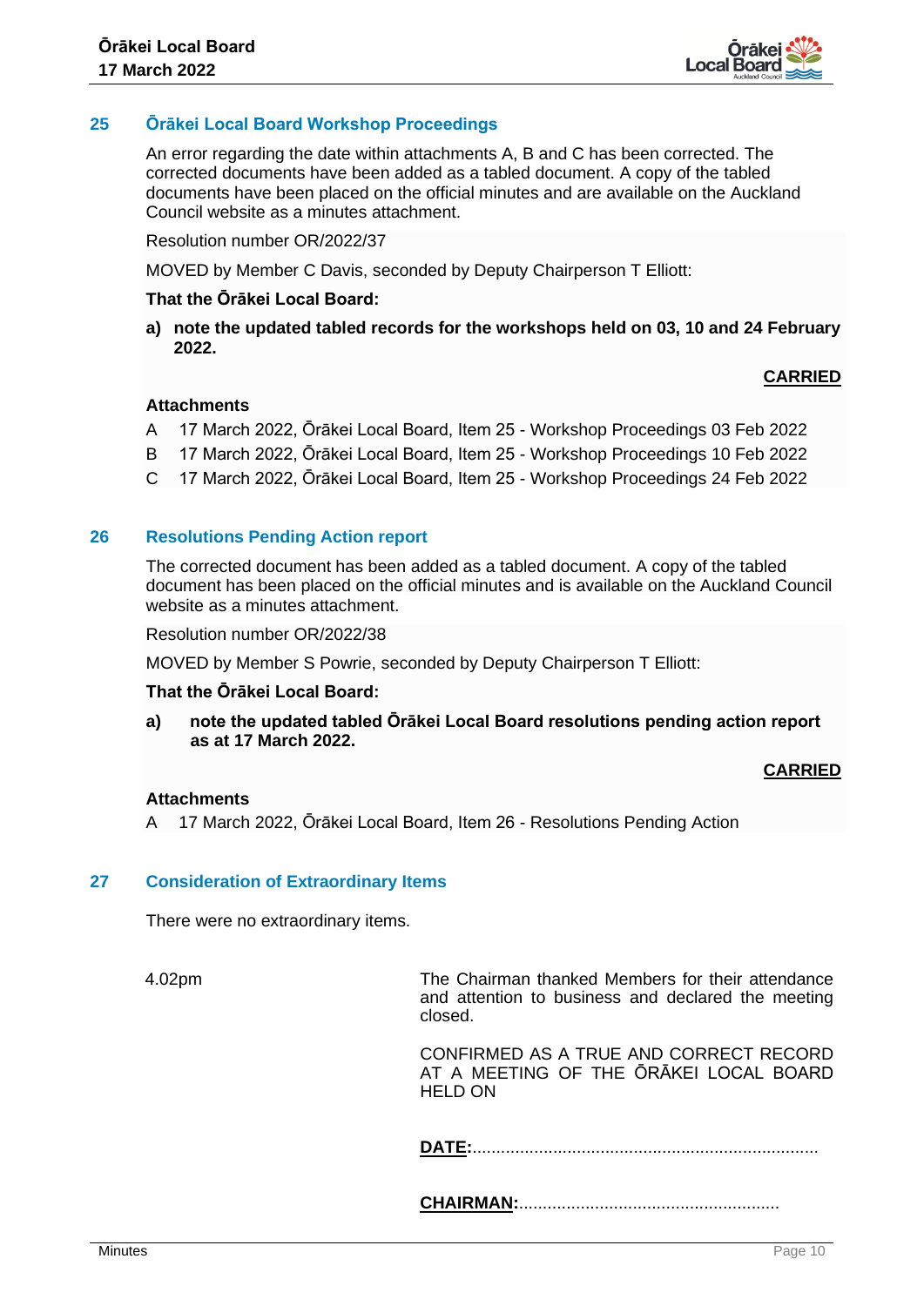## 25 Ōrākei Local Board Workshop Proceedings

An error regarding the date within attachments A, B and C has been corrected. The corrected documents have been added as a tabled document. A copy of the tabled documents have been placed on the official minutes and are available on the Auckland Council website as a minutes attachment.

Resolution number OR/2022/37

MOVED by Member C Davis, seconded by Deputy Chairperson T Elliott:

**That the Ōrākei Local Board:**

**a) note the updated tabled records for the workshops held on 03, 10 and 24 February 2022.**

**CARRIED**

**Attachments**

A 17 March 2022, Ōrākei Local Board, Item 25 - Workshop Proceedings 03 Feb 2022

B 17 March 2022, Ōrākei Local Board, Item 25 - Workshop Proceedings 10 Feb 2022

C 17 March 2022, Ōrākei Local Board, Item 25 - Workshop Proceedings 24 Feb 2022

## 26 Resolutions Pending Action report

The corrected document has been added as a tabled document. A copy of the tabled document has been placed on the official minutes and is available on the Auckland Council website as a minutes attachment.

Resolution number OR/2022/38

MOVED by Member S Powrie, seconded by Deputy Chairperson T Elliott:

**That the Ōrākei Local Board:**

**a) note the updated tabled Ōrākei Local Board resolutions pending action report as at 17 March 2022.**

**CARRIED**

**Attachments**

A 17 March 2022, Ōrākei Local Board, Item 26 - Resolutions Pending Action

## 27 Consideration of Extraordinary Items

There were no extraordinary items.

4.02pm The Chairman thanked Members for their attendance and attention to business and declared the meeting closed.

CONFIRMED AS A TRUE AND CORRECT RECORD AT A MEETING OF THE ŌRĀKEI LOCAL BOARD HELD ON

**DATE:**.........................................................................

**CHAIRMAN:**.......................................................